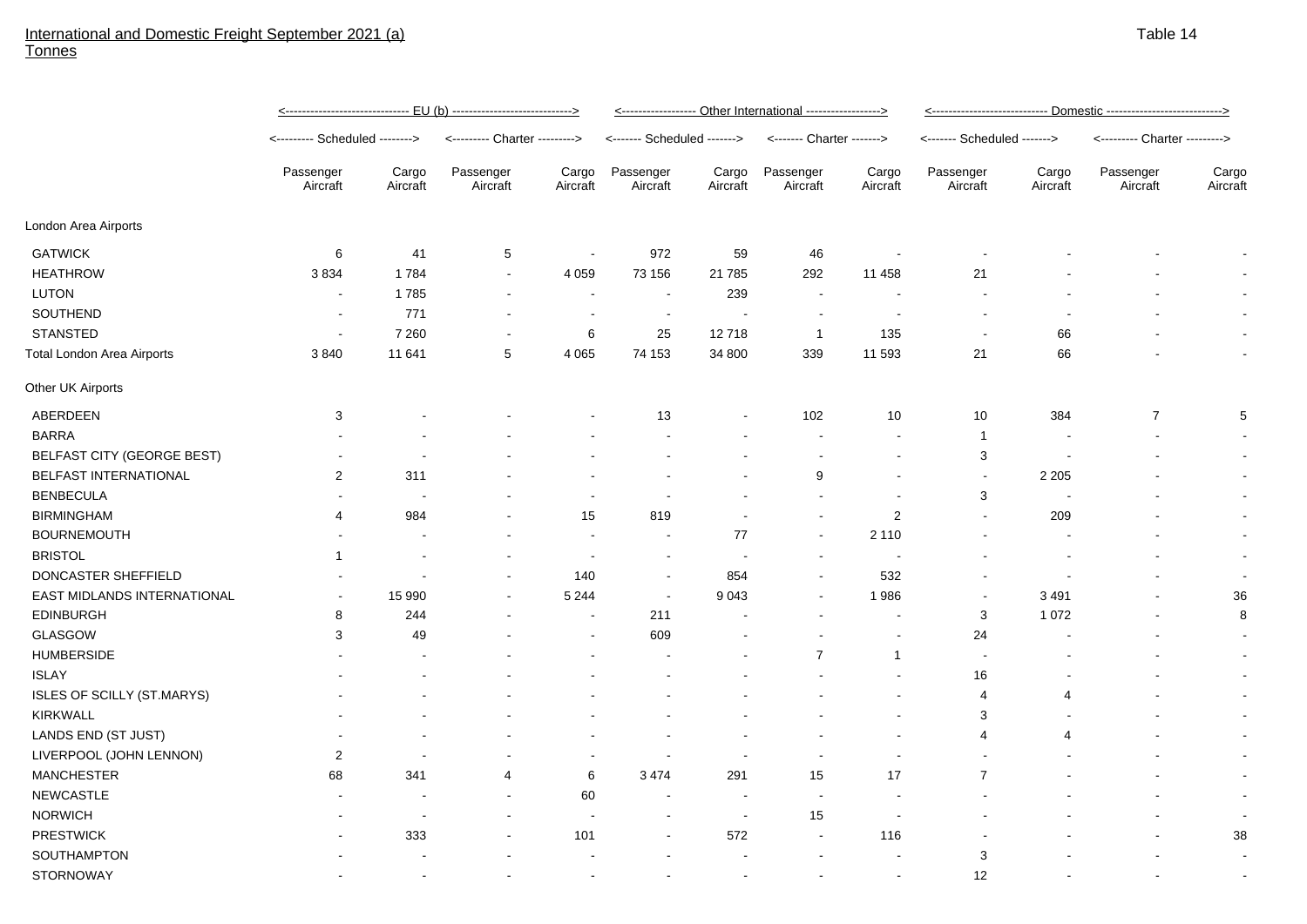International and Domestic Freight September 2021 (a)
Tonnes

Table 14

| | EU (b) | | | | Other International | | | | Domestic | | | |
|---|---|---|---|---|---|---|---|---|---|---|---|---|
| | Scheduled | | Charter | | Scheduled | | Charter | | Scheduled | | Charter | |
| | Passenger Aircraft | Cargo Aircraft | Passenger Aircraft | Cargo Aircraft | Passenger Aircraft | Cargo Aircraft | Passenger Aircraft | Cargo Aircraft | Passenger Aircraft | Cargo Aircraft | Passenger Aircraft | Cargo Aircraft |
| London Area Airports | | | | | | | | | | | | |
| GATWICK | 6 | 41 | 5 | - | 972 | 59 | 46 | - | - | - | - | - |
| HEATHROW | 3 834 | 1 784 | - | 4 059 | 73 156 | 21 785 | 292 | 11 458 | 21 | - | - | - |
| LUTON | - | 1 785 | - | - | - | 239 | - | - | - | - | - | - |
| SOUTHEND | - | 771 | - | - | - | - | - | - | - | - | - | - |
| STANSTED | - | 7 260 | - | 6 | 25 | 12 718 | 1 | 135 | - | 66 | - | - |
| Total London Area Airports | 3 840 | 11 641 | 5 | 4 065 | 74 153 | 34 800 | 339 | 11 593 | 21 | 66 | - | - |
| Other UK Airports | | | | | | | | | | | | |
| ABERDEEN | 3 | - | - | - | 13 | - | 102 | 10 | 10 | 384 | 7 | 5 |
| BARRA | - | - | - | - | - | - | - | - | 1 | - | - | - |
| BELFAST CITY (GEORGE BEST) | - | - | - | - | - | - | - | - | 3 | - | - | - |
| BELFAST INTERNATIONAL | 2 | 311 | - | - | - | - | 9 | - | - | 2 205 | - | - |
| BENBECULA | - | - | - | - | - | - | - | - | 3 | - | - | - |
| BIRMINGHAM | 4 | 984 | - | 15 | 819 | - | - | 2 | - | 209 | - | - |
| BOURNEMOUTH | - | - | - | - | - | 77 | - | 2 110 | - | - | - | - |
| BRISTOL | 1 | - | - | - | - | - | - | - | - | - | - | - |
| DONCASTER SHEFFIELD | - | - | - | 140 | - | 854 | - | 532 | - | - | - | - |
| EAST MIDLANDS INTERNATIONAL | - | 15 990 | - | 5 244 | - | 9 043 | - | 1 986 | - | 3 491 | - | 36 |
| EDINBURGH | 8 | 244 | - | - | 211 | - | - | - | 3 | 1 072 | - | 8 |
| GLASGOW | 3 | 49 | - | - | 609 | - | - | - | 24 | - | - | - |
| HUMBERSIDE | - | - | - | - | - | - | 7 | 1 | - | - | - | - |
| ISLAY | - | - | - | - | - | - | - | - | 16 | - | - | - |
| ISLES OF SCILLY (ST.MARYS) | - | - | - | - | - | - | - | - | 4 | 4 | - | - |
| KIRKWALL | - | - | - | - | - | - | - | - | 3 | - | - | - |
| LANDS END (ST JUST) | - | - | - | - | - | - | - | - | 4 | 4 | - | - |
| LIVERPOOL (JOHN LENNON) | 2 | - | - | - | - | - | - | - | - | - | - | - |
| MANCHESTER | 68 | 341 | 4 | 6 | 3 474 | 291 | 15 | 17 | 7 | - | - | - |
| NEWCASTLE | - | - | - | 60 | - | - | - | - | - | - | - | - |
| NORWICH | - | - | - | - | - | - | 15 | - | - | - | - | - |
| PRESTWICK | - | 333 | - | 101 | - | 572 | - | 116 | - | - | - | 38 |
| SOUTHAMPTON | - | - | - | - | - | - | - | - | 3 | - | - | - |
| STORNOWAY | - | - | - | - | - | - | - | - | 12 | - | - | - |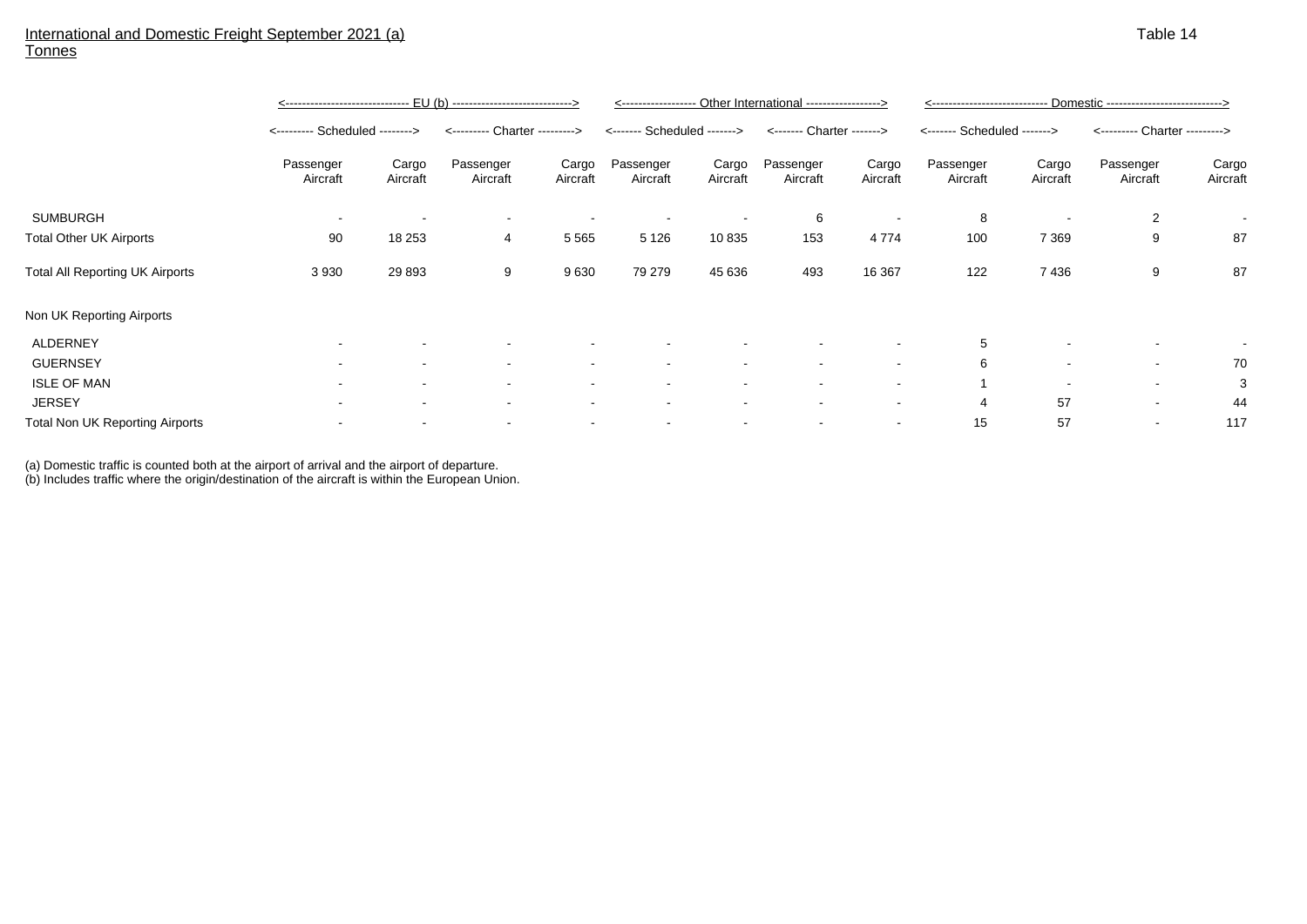International and Domestic Freight September 2021 (a)
Tonnes

Table 14

| | EU (b) | | | | Other International | | | | Domestic | | | |
|---|---|---|---|---|---|---|---|---|---|---|---|---|
| | Scheduled | | Charter | | Scheduled | | Charter | | Scheduled | | Charter | |
| | Passenger Aircraft | Cargo Aircraft | Passenger Aircraft | Cargo Aircraft | Passenger Aircraft | Cargo Aircraft | Passenger Aircraft | Cargo Aircraft | Passenger Aircraft | Cargo Aircraft | Passenger Aircraft | Cargo Aircraft |
| SUMBURGH | - | - | - | - | - | - | 6 | - | 8 | - | 2 | - |
| Total Other UK Airports | 90 | 18 253 | 4 | 5 565 | 5 126 | 10 835 | 153 | 4 774 | 100 | 7 369 | 9 | 87 |
| Total All Reporting UK Airports | 3 930 | 29 893 | 9 | 9 630 | 79 279 | 45 636 | 493 | 16 367 | 122 | 7 436 | 9 | 87 |
| Non UK Reporting Airports | | | | | | | | | | | | |
| ALDERNEY | - | - | - | - | - | - | - | - | 5 | - | - | - |
| GUERNSEY | - | - | - | - | - | - | - | - | 6 | - | - | 70 |
| ISLE OF MAN | - | - | - | - | - | - | - | - | 1 | - | - | 3 |
| JERSEY | - | - | - | - | - | - | - | - | 4 | 57 | - | 44 |
| Total Non UK Reporting Airports | - | - | - | - | - | - | - | - | 15 | 57 | - | 117 |

(a) Domestic traffic is counted both at the airport of arrival and the airport of departure.
(b) Includes traffic where the origin/destination of the aircraft is within the European Union.